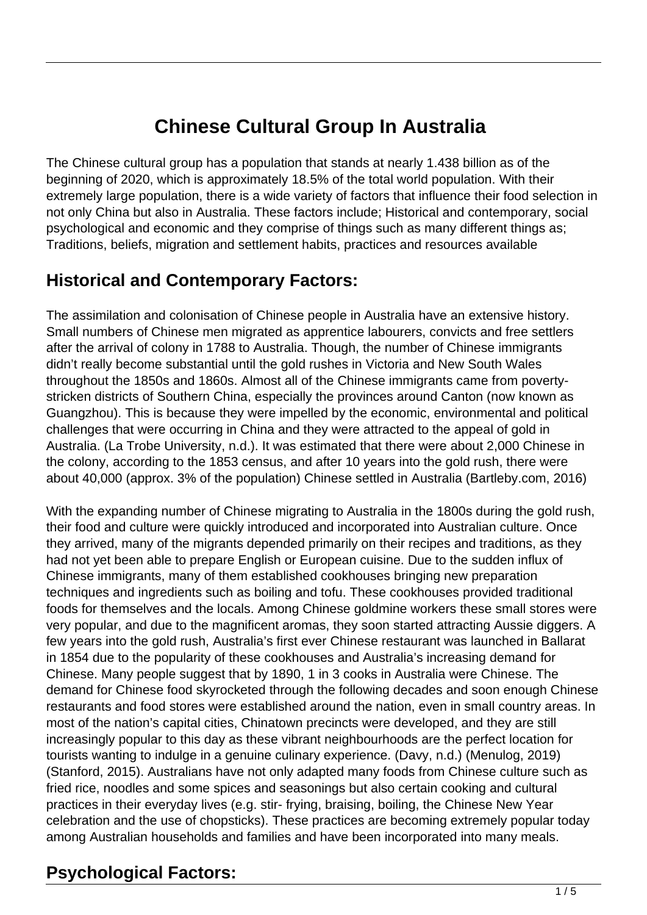# Chinese Cultural Group In Australia

The Chinese cultural group has a population that stands at nearly 1.438 billion as of the beginning of 2020, which is approximately 18.5% of the total world population. With their extremely large population, there is a wide variety of factors that influence their food selection in not only China but also in Australia. These factors include; Historical and contemporary, social psychological and economic and they comprise of things such as many different things as; Traditions, beliefs, migration and settlement habits, practices and resources available

## Historical and Contemporary Factors:

The assimilation and colonisation of Chinese people in Australia have an extensive history. Small numbers of Chinese men migrated as apprentice labourers, convicts and free settlers after the arrival of colony in 1788 to Australia. Though, the number of Chinese immigrants didn't really become substantial until the gold rushes in Victoria and New South Wales throughout the 1850s and 1860s. Almost all of the Chinese immigrants came from poverty-stricken districts of Southern China, especially the provinces around Canton (now known as Guangzhou). This is because they were impelled by the economic, environmental and political challenges that were occurring in China and they were attracted to the appeal of gold in Australia. (La Trobe University, n.d.). It was estimated that there were about 2,000 Chinese in the colony, according to the 1853 census, and after 10 years into the gold rush, there were about 40,000 (approx. 3% of the population) Chinese settled in Australia (Bartleby.com, 2016)

With the expanding number of Chinese migrating to Australia in the 1800s during the gold rush, their food and culture were quickly introduced and incorporated into Australian culture. Once they arrived, many of the migrants depended primarily on their recipes and traditions, as they had not yet been able to prepare English or European cuisine. Due to the sudden influx of Chinese immigrants, many of them established cookhouses bringing new preparation techniques and ingredients such as boiling and tofu. These cookhouses provided traditional foods for themselves and the locals. Among Chinese goldmine workers these small stores were very popular, and due to the magnificent aromas, they soon started attracting Aussie diggers. A few years into the gold rush, Australia's first ever Chinese restaurant was launched in Ballarat in 1854 due to the popularity of these cookhouses and Australia's increasing demand for Chinese. Many people suggest that by 1890, 1 in 3 cooks in Australia were Chinese. The demand for Chinese food skyrocketed through the following decades and soon enough Chinese restaurants and food stores were established around the nation, even in small country areas. In most of the nation's capital cities, Chinatown precincts were developed, and they are still increasingly popular to this day as these vibrant neighbourhoods are the perfect location for tourists wanting to indulge in a genuine culinary experience. (Davy, n.d.) (Menulog, 2019) (Stanford, 2015). Australians have not only adapted many foods from Chinese culture such as fried rice, noodles and some spices and seasonings but also certain cooking and cultural practices in their everyday lives (e.g. stir- frying, braising, boiling, the Chinese New Year celebration and the use of chopsticks). These practices are becoming extremely popular today among Australian households and families and have been incorporated into many meals.

## Psychological Factors: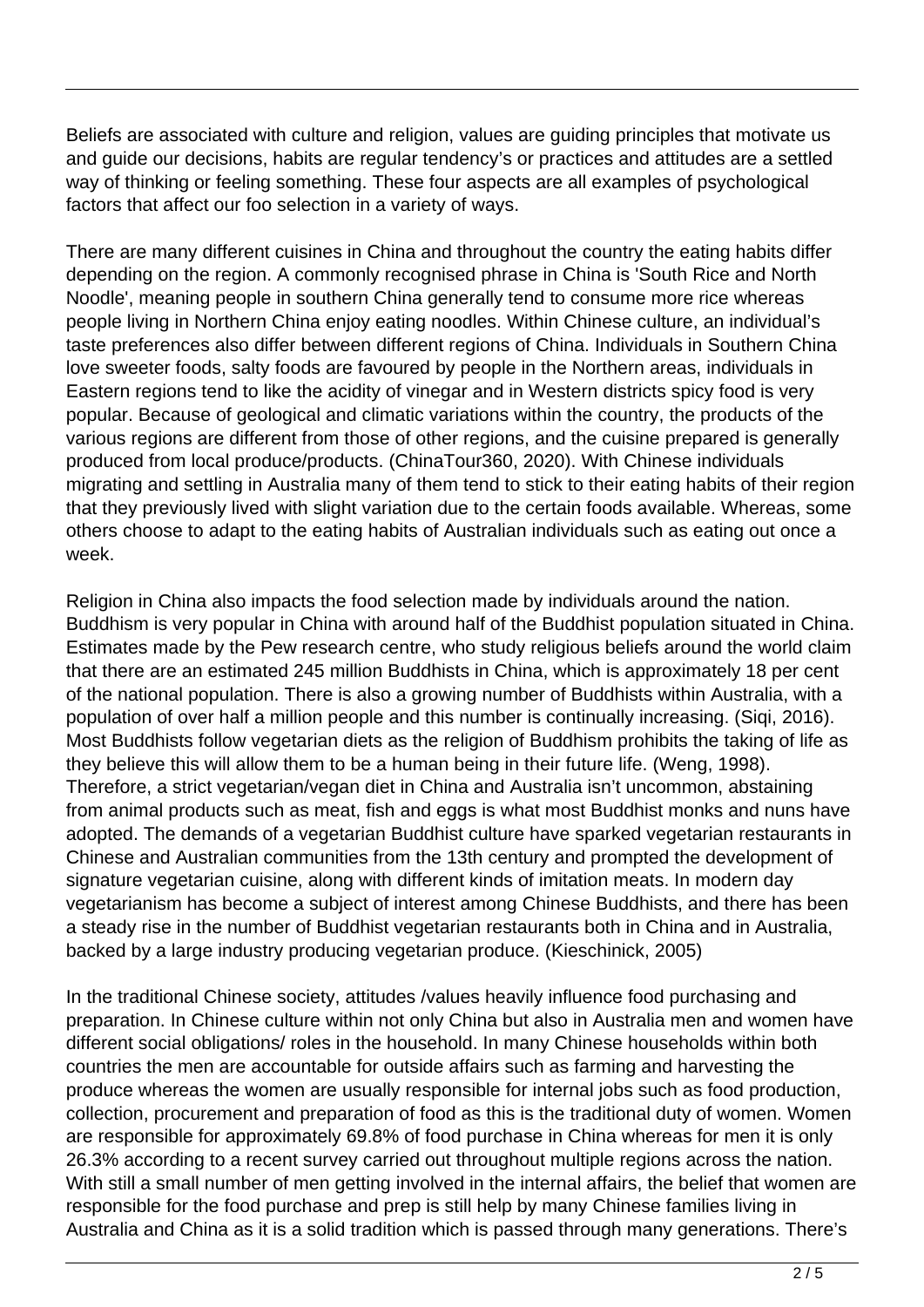Beliefs are associated with culture and religion, values are guiding principles that motivate us and guide our decisions, habits are regular tendency's or practices and attitudes are a settled way of thinking or feeling something. These four aspects are all examples of psychological factors that affect our foo selection in a variety of ways.

There are many different cuisines in China and throughout the country the eating habits differ depending on the region. A commonly recognised phrase in China is 'South Rice and North Noodle', meaning people in southern China generally tend to consume more rice whereas people living in Northern China enjoy eating noodles. Within Chinese culture, an individual's taste preferences also differ between different regions of China. Individuals in Southern China love sweeter foods, salty foods are favoured by people in the Northern areas, individuals in Eastern regions tend to like the acidity of vinegar and in Western districts spicy food is very popular. Because of geological and climatic variations within the country, the products of the various regions are different from those of other regions, and the cuisine prepared is generally produced from local produce/products. (ChinaTour360, 2020). With Chinese individuals migrating and settling in Australia many of them tend to stick to their eating habits of their region that they previously lived with slight variation due to the certain foods available. Whereas, some others choose to adapt to the eating habits of Australian individuals such as eating out once a week.

Religion in China also impacts the food selection made by individuals around the nation. Buddhism is very popular in China with around half of the Buddhist population situated in China. Estimates made by the Pew research centre, who study religious beliefs around the world claim that there are an estimated 245 million Buddhists in China, which is approximately 18 per cent of the national population. There is also a growing number of Buddhists within Australia, with a population of over half a million people and this number is continually increasing. (Siqi, 2016). Most Buddhists follow vegetarian diets as the religion of Buddhism prohibits the taking of life as they believe this will allow them to be a human being in their future life. (Weng, 1998). Therefore, a strict vegetarian/vegan diet in China and Australia isn't uncommon, abstaining from animal products such as meat, fish and eggs is what most Buddhist monks and nuns have adopted. The demands of a vegetarian Buddhist culture have sparked vegetarian restaurants in Chinese and Australian communities from the 13th century and prompted the development of signature vegetarian cuisine, along with different kinds of imitation meats. In modern day vegetarianism has become a subject of interest among Chinese Buddhists, and there has been a steady rise in the number of Buddhist vegetarian restaurants both in China and in Australia, backed by a large industry producing vegetarian produce. (Kieschinick, 2005)

In the traditional Chinese society, attitudes /values heavily influence food purchasing and preparation. In Chinese culture within not only China but also in Australia men and women have different social obligations/ roles in the household. In many Chinese households within both countries the men are accountable for outside affairs such as farming and harvesting the produce whereas the women are usually responsible for internal jobs such as food production, collection, procurement and preparation of food as this is the traditional duty of women. Women are responsible for approximately 69.8% of food purchase in China whereas for men it is only 26.3% according to a recent survey carried out throughout multiple regions across the nation. With still a small number of men getting involved in the internal affairs, the belief that women are responsible for the food purchase and prep is still help by many Chinese families living in Australia and China as it is a solid tradition which is passed through many generations. There's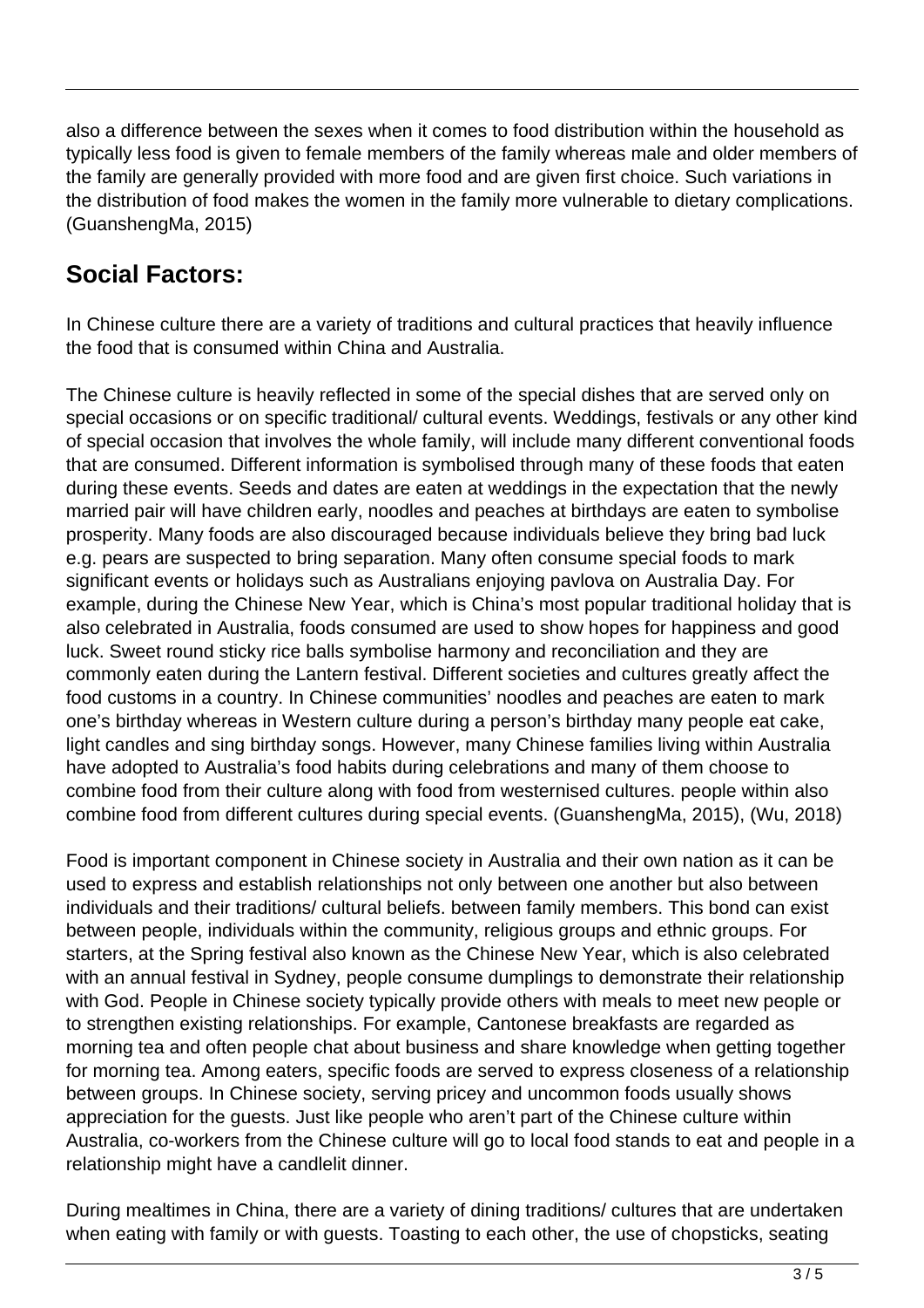also a difference between the sexes when it comes to food distribution within the household as typically less food is given to female members of the family whereas male and older members of the family are generally provided with more food and are given first choice. Such variations in the distribution of food makes the women in the family more vulnerable to dietary complications. (GuanshengMa, 2015)

## Social Factors:

In Chinese culture there are a variety of traditions and cultural practices that heavily influence the food that is consumed within China and Australia.

The Chinese culture is heavily reflected in some of the special dishes that are served only on special occasions or on specific traditional/ cultural events. Weddings, festivals or any other kind of special occasion that involves the whole family, will include many different conventional foods that are consumed. Different information is symbolised through many of these foods that eaten during these events. Seeds and dates are eaten at weddings in the expectation that the newly married pair will have children early, noodles and peaches at birthdays are eaten to symbolise prosperity. Many foods are also discouraged because individuals believe they bring bad luck e.g. pears are suspected to bring separation. Many often consume special foods to mark significant events or holidays such as Australians enjoying pavlova on Australia Day. For example, during the Chinese New Year, which is China's most popular traditional holiday that is also celebrated in Australia, foods consumed are used to show hopes for happiness and good luck. Sweet round sticky rice balls symbolise harmony and reconciliation and they are commonly eaten during the Lantern festival. Different societies and cultures greatly affect the food customs in a country. In Chinese communities' noodles and peaches are eaten to mark one's birthday whereas in Western culture during a person's birthday many people eat cake, light candles and sing birthday songs. However, many Chinese families living within Australia have adopted to Australia's food habits during celebrations and many of them choose to combine food from their culture along with food from westernised cultures. people within also combine food from different cultures during special events. (GuanshengMa, 2015), (Wu, 2018)

Food is important component in Chinese society in Australia and their own nation as it can be used to express and establish relationships not only between one another but also between individuals and their traditions/ cultural beliefs. between family members. This bond can exist between people, individuals within the community, religious groups and ethnic groups. For starters, at the Spring festival also known as the Chinese New Year, which is also celebrated with an annual festival in Sydney, people consume dumplings to demonstrate their relationship with God. People in Chinese society typically provide others with meals to meet new people or to strengthen existing relationships. For example, Cantonese breakfasts are regarded as morning tea and often people chat about business and share knowledge when getting together for morning tea. Among eaters, specific foods are served to express closeness of a relationship between groups. In Chinese society, serving pricey and uncommon foods usually shows appreciation for the guests. Just like people who aren't part of the Chinese culture within Australia, co-workers from the Chinese culture will go to local food stands to eat and people in a relationship might have a candlelit dinner.

During mealtimes in China, there are a variety of dining traditions/ cultures that are undertaken when eating with family or with guests. Toasting to each other, the use of chopsticks, seating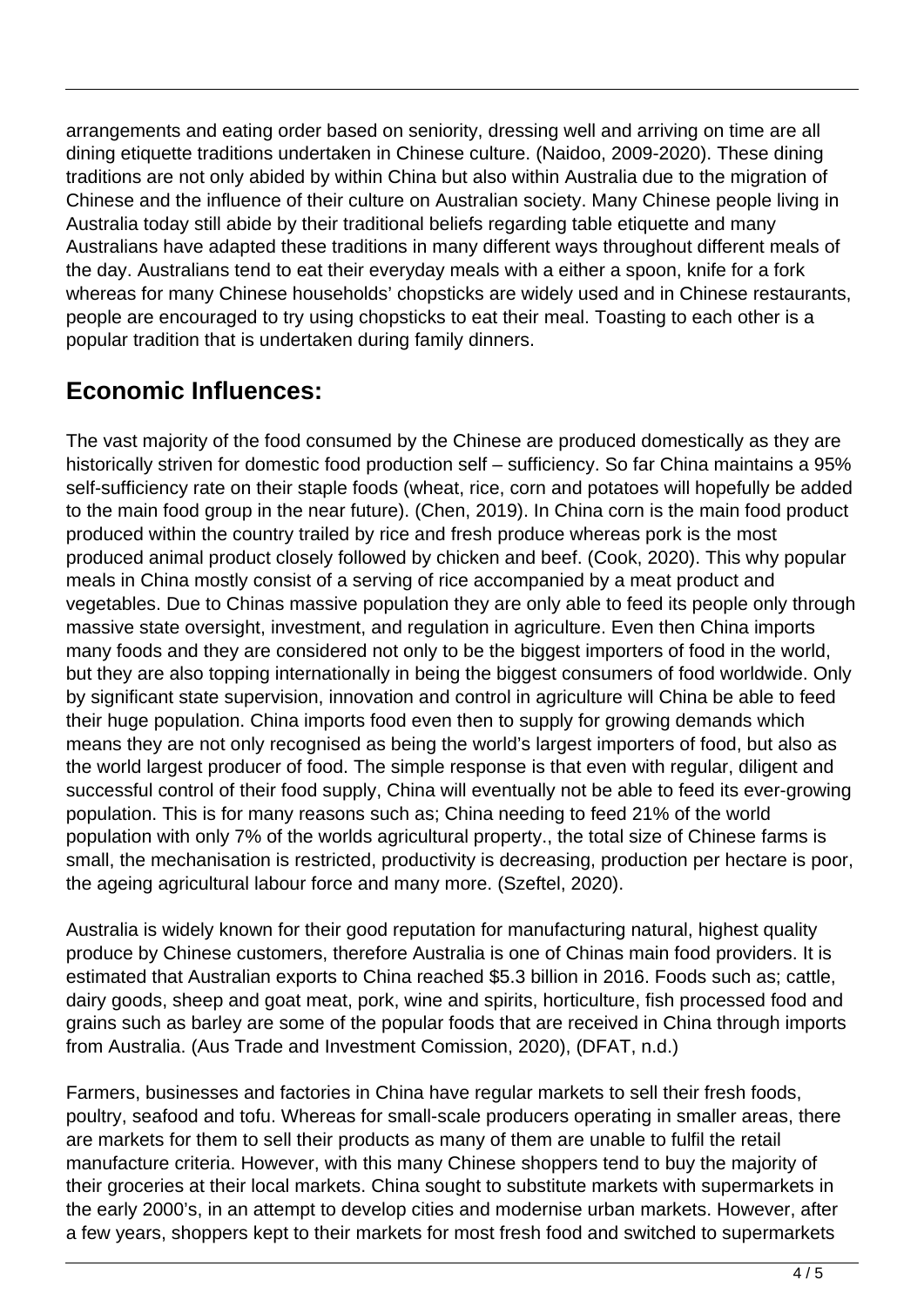arrangements and eating order based on seniority, dressing well and arriving on time are all dining etiquette traditions undertaken in Chinese culture. (Naidoo, 2009-2020). These dining traditions are not only abided by within China but also within Australia due to the migration of Chinese and the influence of their culture on Australian society. Many Chinese people living in Australia today still abide by their traditional beliefs regarding table etiquette and many Australians have adapted these traditions in many different ways throughout different meals of the day. Australians tend to eat their everyday meals with a either a spoon, knife for a fork whereas for many Chinese households' chopsticks are widely used and in Chinese restaurants, people are encouraged to try using chopsticks to eat their meal. Toasting to each other is a popular tradition that is undertaken during family dinners.

## Economic Influences:

The vast majority of the food consumed by the Chinese are produced domestically as they are historically striven for domestic food production self – sufficiency. So far China maintains a 95% self-sufficiency rate on their staple foods (wheat, rice, corn and potatoes will hopefully be added to the main food group in the near future). (Chen, 2019). In China corn is the main food product produced within the country trailed by rice and fresh produce whereas pork is the most produced animal product closely followed by chicken and beef. (Cook, 2020). This why popular meals in China mostly consist of a serving of rice accompanied by a meat product and vegetables. Due to Chinas massive population they are only able to feed its people only through massive state oversight, investment, and regulation in agriculture. Even then China imports many foods and they are considered not only to be the biggest importers of food in the world, but they are also topping internationally in being the biggest consumers of food worldwide. Only by significant state supervision, innovation and control in agriculture will China be able to feed their huge population. China imports food even then to supply for growing demands which means they are not only recognised as being the world's largest importers of food, but also as the world largest producer of food. The simple response is that even with regular, diligent and successful control of their food supply, China will eventually not be able to feed its ever-growing population. This is for many reasons such as; China needing to feed 21% of the world population with only 7% of the worlds agricultural property., the total size of Chinese farms is small, the mechanisation is restricted, productivity is decreasing, production per hectare is poor, the ageing agricultural labour force and many more. (Szeftel, 2020).

Australia is widely known for their good reputation for manufacturing natural, highest quality produce by Chinese customers, therefore Australia is one of Chinas main food providers. It is estimated that Australian exports to China reached $5.3 billion in 2016. Foods such as; cattle, dairy goods, sheep and goat meat, pork, wine and spirits, horticulture, fish processed food and grains such as barley are some of the popular foods that are received in China through imports from Australia. (Aus Trade and Investment Comission, 2020), (DFAT, n.d.)

Farmers, businesses and factories in China have regular markets to sell their fresh foods, poultry, seafood and tofu. Whereas for small-scale producers operating in smaller areas, there are markets for them to sell their products as many of them are unable to fulfil the retail manufacture criteria. However, with this many Chinese shoppers tend to buy the majority of their groceries at their local markets. China sought to substitute markets with supermarkets in the early 2000's, in an attempt to develop cities and modernise urban markets. However, after a few years, shoppers kept to their markets for most fresh food and switched to supermarkets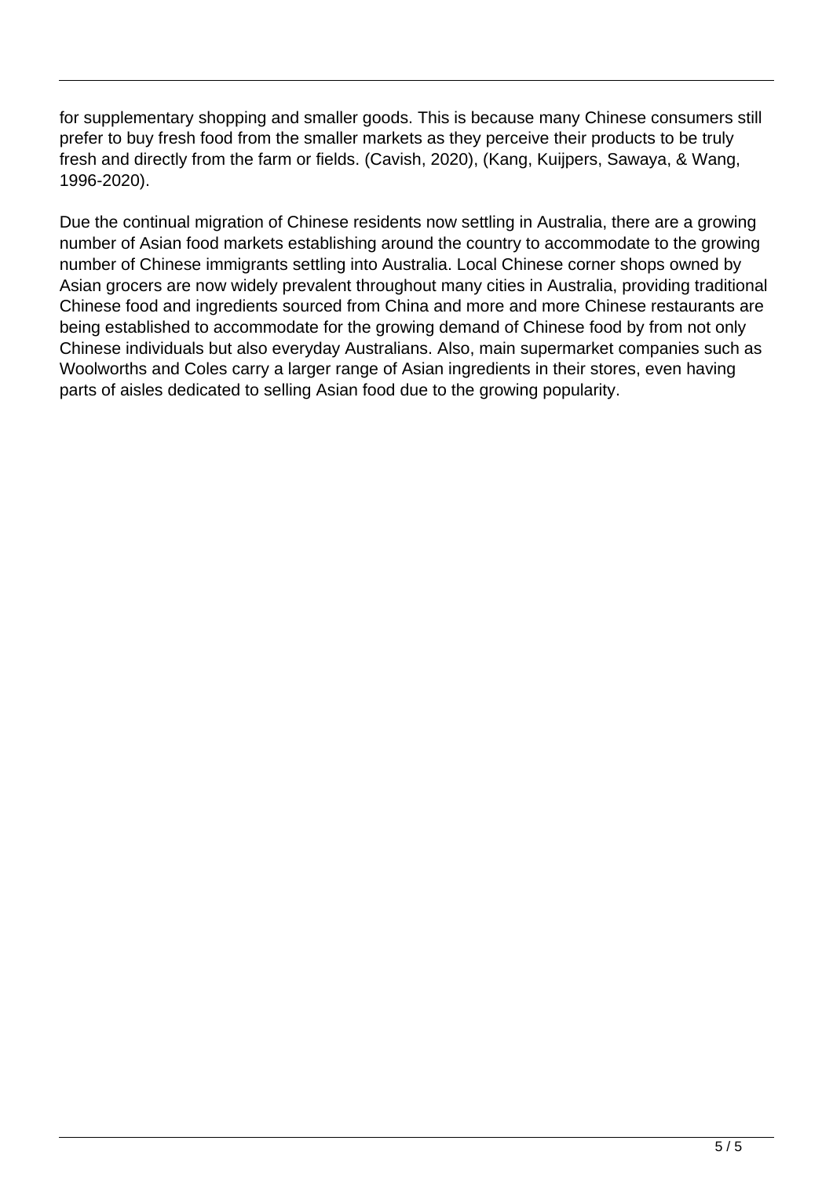for supplementary shopping and smaller goods. This is because many Chinese consumers still prefer to buy fresh food from the smaller markets as they perceive their products to be truly fresh and directly from the farm or fields. (Cavish, 2020), (Kang, Kuijpers, Sawaya, & Wang, 1996-2020).

Due the continual migration of Chinese residents now settling in Australia, there are a growing number of Asian food markets establishing around the country to accommodate to the growing number of Chinese immigrants settling into Australia. Local Chinese corner shops owned by Asian grocers are now widely prevalent throughout many cities in Australia, providing traditional Chinese food and ingredients sourced from China and more and more Chinese restaurants are being established to accommodate for the growing demand of Chinese food by from not only Chinese individuals but also everyday Australians. Also, main supermarket companies such as Woolworths and Coles carry a larger range of Asian ingredients in their stores, even having parts of aisles dedicated to selling Asian food due to the growing popularity.